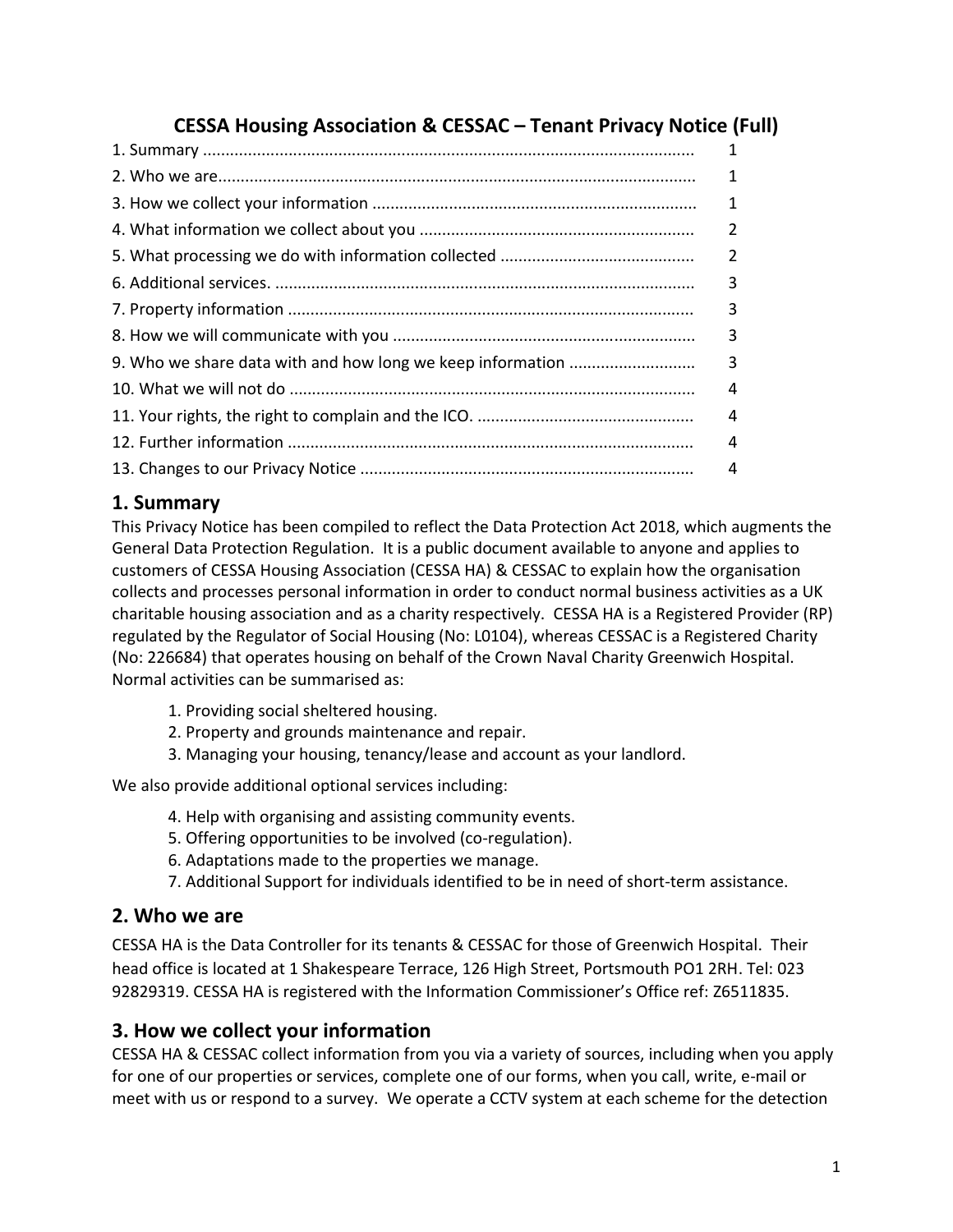# CESSA Housing Association & CESSAC – Tenant Privacy Notice (Full)

| | |
|---|---|
| 1. Summary | 1 |
| 2. Who we are | 1 |
| 3. How we collect your information | 1 |
| 4. What information we collect about you | 2 |
| 5. What processing we do with information collected | 2 |
| 6. Additional services. | 3 |
| 7. Property information | 3 |
| 8. How we will communicate with you | 3 |
| 9. Who we share data with and how long we keep information | 3 |
| 10. What we will not do | 4 |
| 11. Your rights, the right to complain and the ICO. | 4 |
| 12. Further information | 4 |
| 13. Changes to our Privacy Notice | 4 |

## 1. Summary

This Privacy Notice has been compiled to reflect the Data Protection Act 2018, which augments the General Data Protection Regulation. It is a public document available to anyone and applies to customers of CESSA Housing Association (CESSA HA) & CESSAC to explain how the organisation collects and processes personal information in order to conduct normal business activities as a UK charitable housing association and as a charity respectively. CESSA HA is a Registered Provider (RP) regulated by the Regulator of Social Housing (No: L0104), whereas CESSAC is a Registered Charity (No: 226684) that operates housing on behalf of the Crown Naval Charity Greenwich Hospital. Normal activities can be summarised as:

1. Providing social sheltered housing.
2. Property and grounds maintenance and repair.
3. Managing your housing, tenancy/lease and account as your landlord.

We also provide additional optional services including:

4. Help with organising and assisting community events.
5. Offering opportunities to be involved (co-regulation).
6. Adaptations made to the properties we manage.
7. Additional Support for individuals identified to be in need of short-term assistance.

## 2. Who we are

CESSA HA is the Data Controller for its tenants & CESSAC for those of Greenwich Hospital. Their head office is located at 1 Shakespeare Terrace, 126 High Street, Portsmouth PO1 2RH. Tel: 023 92829319. CESSA HA is registered with the Information Commissioner's Office ref: Z6511835.

## 3. How we collect your information

CESSA HA & CESSAC collect information from you via a variety of sources, including when you apply for one of our properties or services, complete one of our forms, when you call, write, e-mail or meet with us or respond to a survey. We operate a CCTV system at each scheme for the detection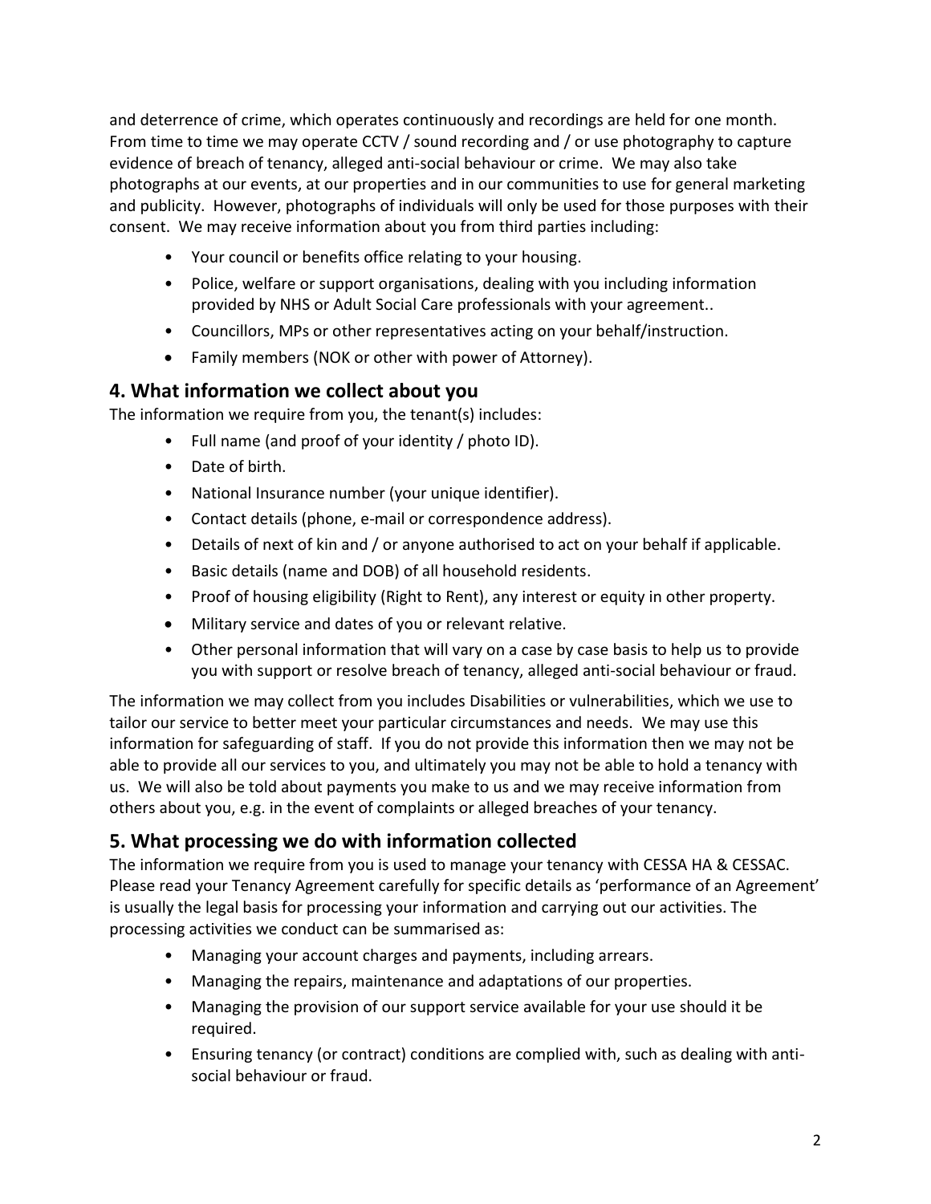and deterrence of crime, which operates continuously and recordings are held for one month. From time to time we may operate CCTV / sound recording and / or use photography to capture evidence of breach of tenancy, alleged anti-social behaviour or crime. We may also take photographs at our events, at our properties and in our communities to use for general marketing and publicity. However, photographs of individuals will only be used for those purposes with their consent. We may receive information about you from third parties including:

- Your council or benefits office relating to your housing.
- Police, welfare or support organisations, dealing with you including information provided by NHS or Adult Social Care professionals with your agreement..
- Councillors, MPs or other representatives acting on your behalf/instruction.
- Family members (NOK or other with power of Attorney).

## 4. What information we collect about you

The information we require from you, the tenant(s) includes:

- Full name (and proof of your identity / photo ID).
- Date of birth.
- National Insurance number (your unique identifier).
- Contact details (phone, e-mail or correspondence address).
- Details of next of kin and / or anyone authorised to act on your behalf if applicable.
- Basic details (name and DOB) of all household residents.
- Proof of housing eligibility (Right to Rent), any interest or equity in other property.
- Military service and dates of you or relevant relative.
- Other personal information that will vary on a case by case basis to help us to provide you with support or resolve breach of tenancy, alleged anti-social behaviour or fraud.

The information we may collect from you includes Disabilities or vulnerabilities, which we use to tailor our service to better meet your particular circumstances and needs. We may use this information for safeguarding of staff. If you do not provide this information then we may not be able to provide all our services to you, and ultimately you may not be able to hold a tenancy with us. We will also be told about payments you make to us and we may receive information from others about you, e.g. in the event of complaints or alleged breaches of your tenancy.

## 5. What processing we do with information collected

The information we require from you is used to manage your tenancy with CESSA HA & CESSAC. Please read your Tenancy Agreement carefully for specific details as 'performance of an Agreement' is usually the legal basis for processing your information and carrying out our activities. The processing activities we conduct can be summarised as:

- Managing your account charges and payments, including arrears.
- Managing the repairs, maintenance and adaptations of our properties.
- Managing the provision of our support service available for your use should it be required.
- Ensuring tenancy (or contract) conditions are complied with, such as dealing with anti-social behaviour or fraud.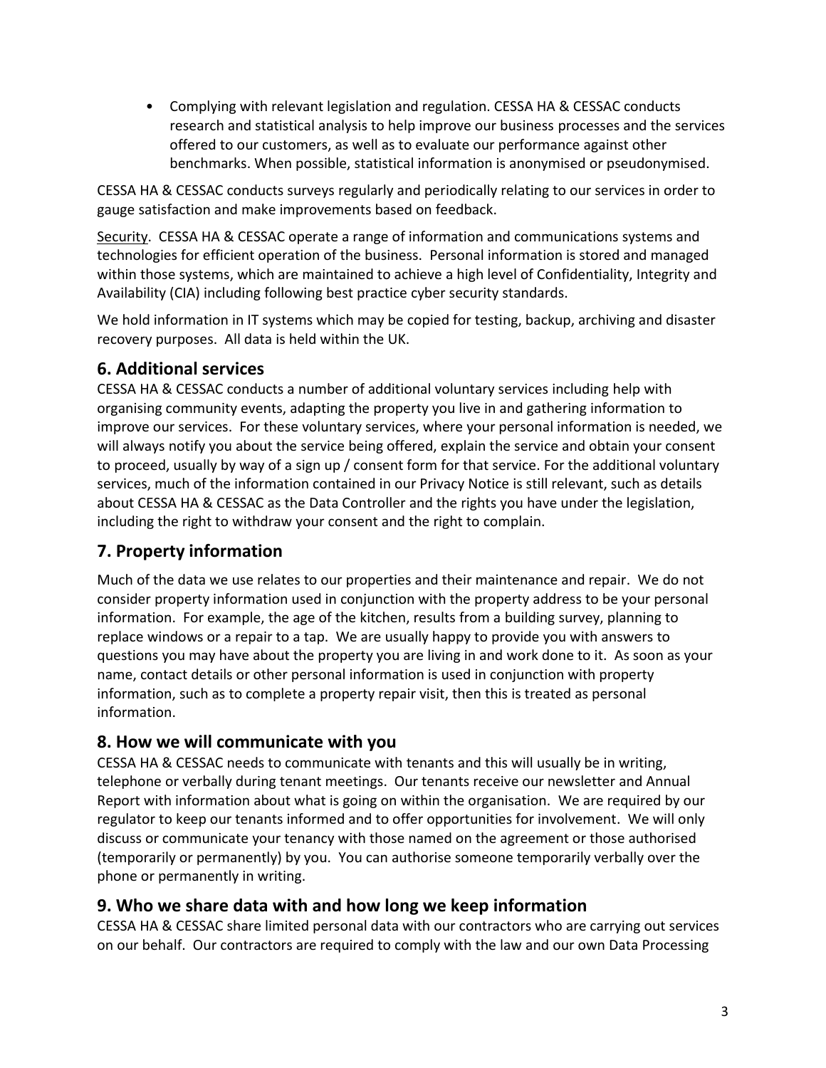- Complying with relevant legislation and regulation. CESSA HA & CESSAC conducts research and statistical analysis to help improve our business processes and the services offered to our customers, as well as to evaluate our performance against other benchmarks. When possible, statistical information is anonymised or pseudonymised.

CESSA HA & CESSAC conducts surveys regularly and periodically relating to our services in order to gauge satisfaction and make improvements based on feedback.

<u>Security</u>. CESSA HA & CESSAC operate a range of information and communications systems and technologies for efficient operation of the business. Personal information is stored and managed within those systems, which are maintained to achieve a high level of Confidentiality, Integrity and Availability (CIA) including following best practice cyber security standards.

We hold information in IT systems which may be copied for testing, backup, archiving and disaster recovery purposes. All data is held within the UK.

## 6. Additional services

CESSA HA & CESSAC conducts a number of additional voluntary services including help with organising community events, adapting the property you live in and gathering information to improve our services. For these voluntary services, where your personal information is needed, we will always notify you about the service being offered, explain the service and obtain your consent to proceed, usually by way of a sign up / consent form for that service. For the additional voluntary services, much of the information contained in our Privacy Notice is still relevant, such as details about CESSA HA & CESSAC as the Data Controller and the rights you have under the legislation, including the right to withdraw your consent and the right to complain.

## 7. Property information

Much of the data we use relates to our properties and their maintenance and repair. We do not consider property information used in conjunction with the property address to be your personal information. For example, the age of the kitchen, results from a building survey, planning to replace windows or a repair to a tap. We are usually happy to provide you with answers to questions you may have about the property you are living in and work done to it. As soon as your name, contact details or other personal information is used in conjunction with property information, such as to complete a property repair visit, then this is treated as personal information.

## 8. How we will communicate with you

CESSA HA & CESSAC needs to communicate with tenants and this will usually be in writing, telephone or verbally during tenant meetings. Our tenants receive our newsletter and Annual Report with information about what is going on within the organisation. We are required by our regulator to keep our tenants informed and to offer opportunities for involvement. We will only discuss or communicate your tenancy with those named on the agreement or those authorised (temporarily or permanently) by you. You can authorise someone temporarily verbally over the phone or permanently in writing.

## 9. Who we share data with and how long we keep information

CESSA HA & CESSAC share limited personal data with our contractors who are carrying out services on our behalf. Our contractors are required to comply with the law and our own Data Processing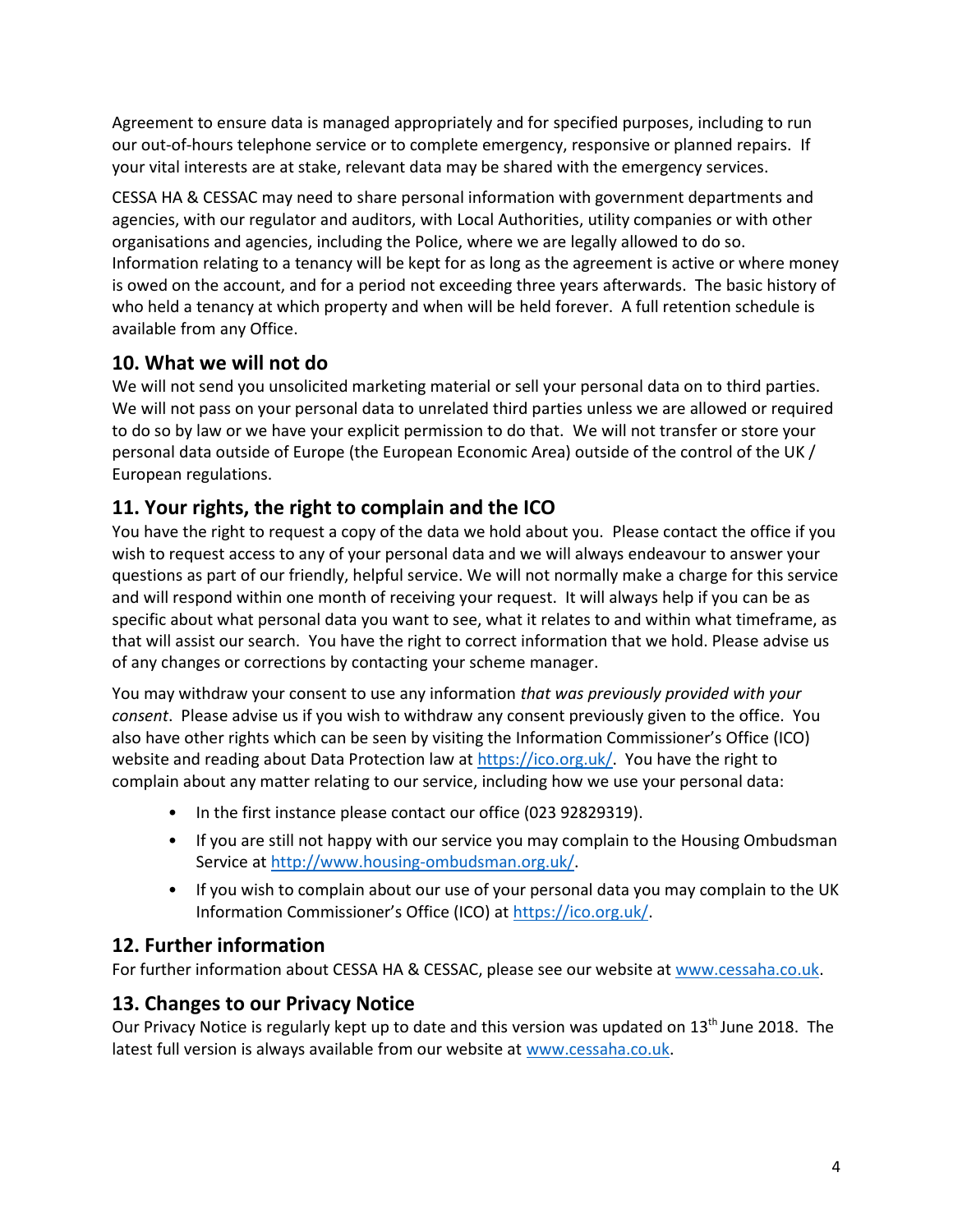Agreement to ensure data is managed appropriately and for specified purposes, including to run our out-of-hours telephone service or to complete emergency, responsive or planned repairs. If your vital interests are at stake, relevant data may be shared with the emergency services.

CESSA HA & CESSAC may need to share personal information with government departments and agencies, with our regulator and auditors, with Local Authorities, utility companies or with other organisations and agencies, including the Police, where we are legally allowed to do so. Information relating to a tenancy will be kept for as long as the agreement is active or where money is owed on the account, and for a period not exceeding three years afterwards. The basic history of who held a tenancy at which property and when will be held forever. A full retention schedule is available from any Office.

## 10. What we will not do

We will not send you unsolicited marketing material or sell your personal data on to third parties. We will not pass on your personal data to unrelated third parties unless we are allowed or required to do so by law or we have your explicit permission to do that. We will not transfer or store your personal data outside of Europe (the European Economic Area) outside of the control of the UK / European regulations.

## 11. Your rights, the right to complain and the ICO

You have the right to request a copy of the data we hold about you. Please contact the office if you wish to request access to any of your personal data and we will always endeavour to answer your questions as part of our friendly, helpful service. We will not normally make a charge for this service and will respond within one month of receiving your request. It will always help if you can be as specific about what personal data you want to see, what it relates to and within what timeframe, as that will assist our search. You have the right to correct information that we hold. Please advise us of any changes or corrections by contacting your scheme manager.

You may withdraw your consent to use any information *that was previously provided with your consent*. Please advise us if you wish to withdraw any consent previously given to the office. You also have other rights which can be seen by visiting the Information Commissioner's Office (ICO) website and reading about Data Protection law at https://ico.org.uk/. You have the right to complain about any matter relating to our service, including how we use your personal data:

- In the first instance please contact our office (023 92829319).
- If you are still not happy with our service you may complain to the Housing Ombudsman Service at http://www.housing-ombudsman.org.uk/.
- If you wish to complain about our use of your personal data you may complain to the UK Information Commissioner's Office (ICO) at https://ico.org.uk/.

## 12. Further information

For further information about CESSA HA & CESSAC, please see our website at www.cessaha.co.uk.

## 13. Changes to our Privacy Notice

Our Privacy Notice is regularly kept up to date and this version was updated on 13th June 2018. The latest full version is always available from our website at www.cessaha.co.uk.